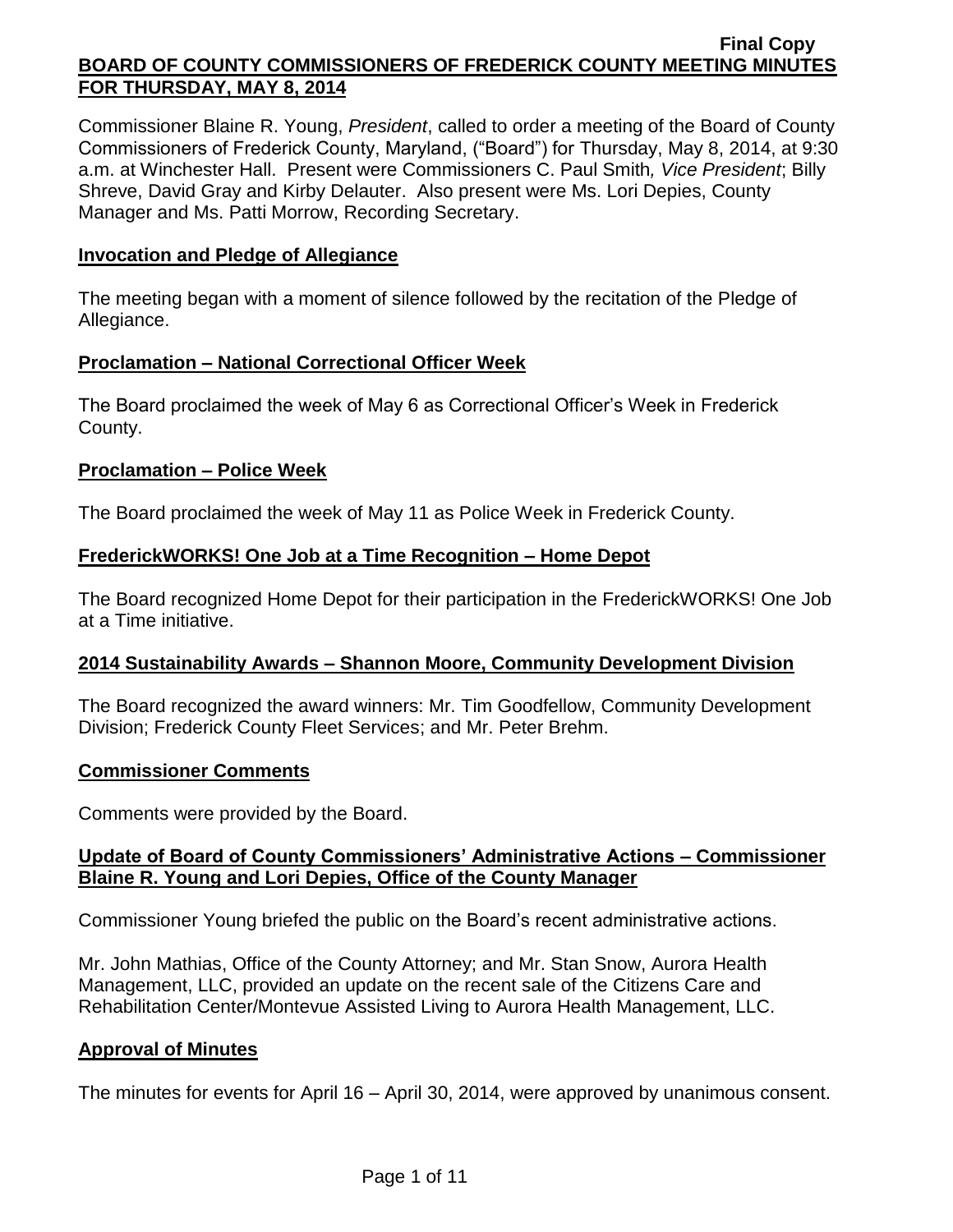Final Copy

# BOARD OF COUNTY COMMISSIONERS OF FREDERICK COUNTY MEETING MINUTES FOR THURSDAY, MAY 8, 2014

Commissioner Blaine R. Young, *President*, called to order a meeting of the Board of County Commissioners of Frederick County, Maryland, ("Board") for Thursday, May 8, 2014, at 9:30 a.m. at Winchester Hall. Present were Commissioners C. Paul Smith*, Vice President*; Billy Shreve, David Gray and Kirby Delauter. Also present were Ms. Lori Depies, County Manager and Ms. Patti Morrow, Recording Secretary.

## Invocation and Pledge of Allegiance

The meeting began with a moment of silence followed by the recitation of the Pledge of Allegiance.

## Proclamation – National Correctional Officer Week

The Board proclaimed the week of May 6 as Correctional Officer's Week in Frederick County.

## Proclamation – Police Week

The Board proclaimed the week of May 11 as Police Week in Frederick County.

## FrederickWORKS! One Job at a Time Recognition – Home Depot

The Board recognized Home Depot for their participation in the FrederickWORKS! One Job at a Time initiative.

## 2014 Sustainability Awards – Shannon Moore, Community Development Division

The Board recognized the award winners: Mr. Tim Goodfellow, Community Development Division; Frederick County Fleet Services; and Mr. Peter Brehm.

## Commissioner Comments

Comments were provided by the Board.

## Update of Board of County Commissioners' Administrative Actions – Commissioner Blaine R. Young and Lori Depies, Office of the County Manager

Commissioner Young briefed the public on the Board's recent administrative actions.

Mr. John Mathias, Office of the County Attorney; and Mr. Stan Snow, Aurora Health Management, LLC, provided an update on the recent sale of the Citizens Care and Rehabilitation Center/Montevue Assisted Living to Aurora Health Management, LLC.

## Approval of Minutes

The minutes for events for April 16 – April 30, 2014, were approved by unanimous consent.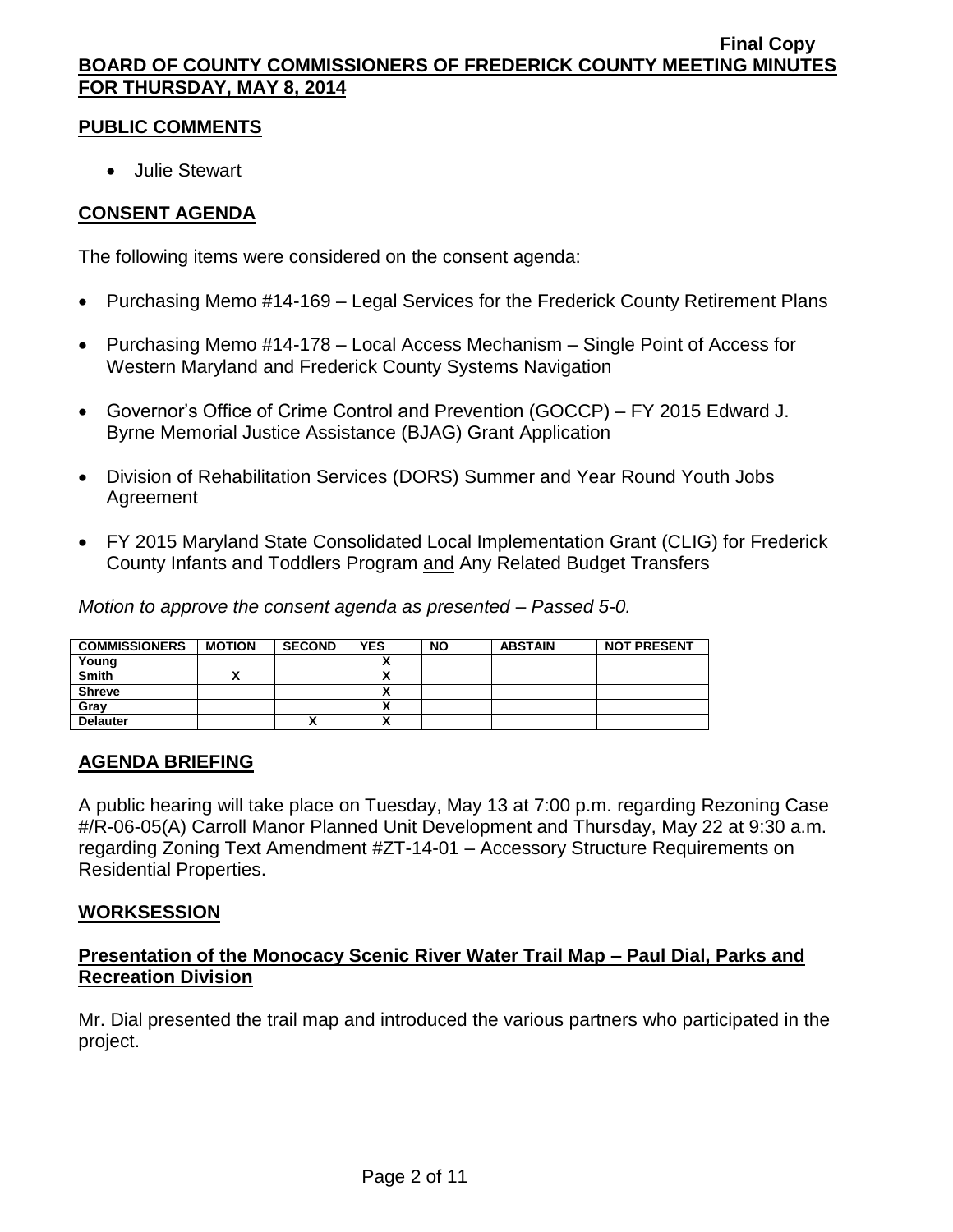## PUBLIC COMMENTS

- Julie Stewart

## CONSENT AGENDA

The following items were considered on the consent agenda:

- Purchasing Memo #14-169 – Legal Services for the Frederick County Retirement Plans
- Purchasing Memo #14-178 – Local Access Mechanism – Single Point of Access for Western Maryland and Frederick County Systems Navigation
- Governor's Office of Crime Control and Prevention (GOCCP) – FY 2015 Edward J. Byrne Memorial Justice Assistance (BJAG) Grant Application
- Division of Rehabilitation Services (DORS) Summer and Year Round Youth Jobs Agreement
- FY 2015 Maryland State Consolidated Local Implementation Grant (CLIG) for Frederick County Infants and Toddlers Program and Any Related Budget Transfers

*Motion to approve the consent agenda as presented – Passed 5-0.*

| COMMISSIONERS | MOTION | SECOND | YES | NO | ABSTAIN | NOT PRESENT |
|---|---|---|---|---|---|---|
| Young | | | X | | | |
| Smith | X | | X | | | |
| Shreve | | | X | | | |
| Gray | | | X | | | |
| Delauter | | X | X | | | |

## AGENDA BRIEFING

A public hearing will take place on Tuesday, May 13 at 7:00 p.m. regarding Rezoning Case #/R-06-05(A) Carroll Manor Planned Unit Development and Thursday, May 22 at 9:30 a.m. regarding Zoning Text Amendment #ZT-14-01 – Accessory Structure Requirements on Residential Properties.

## WORKSESSION

### Presentation of the Monocacy Scenic River Water Trail Map – Paul Dial, Parks and Recreation Division

Mr. Dial presented the trail map and introduced the various partners who participated in the project.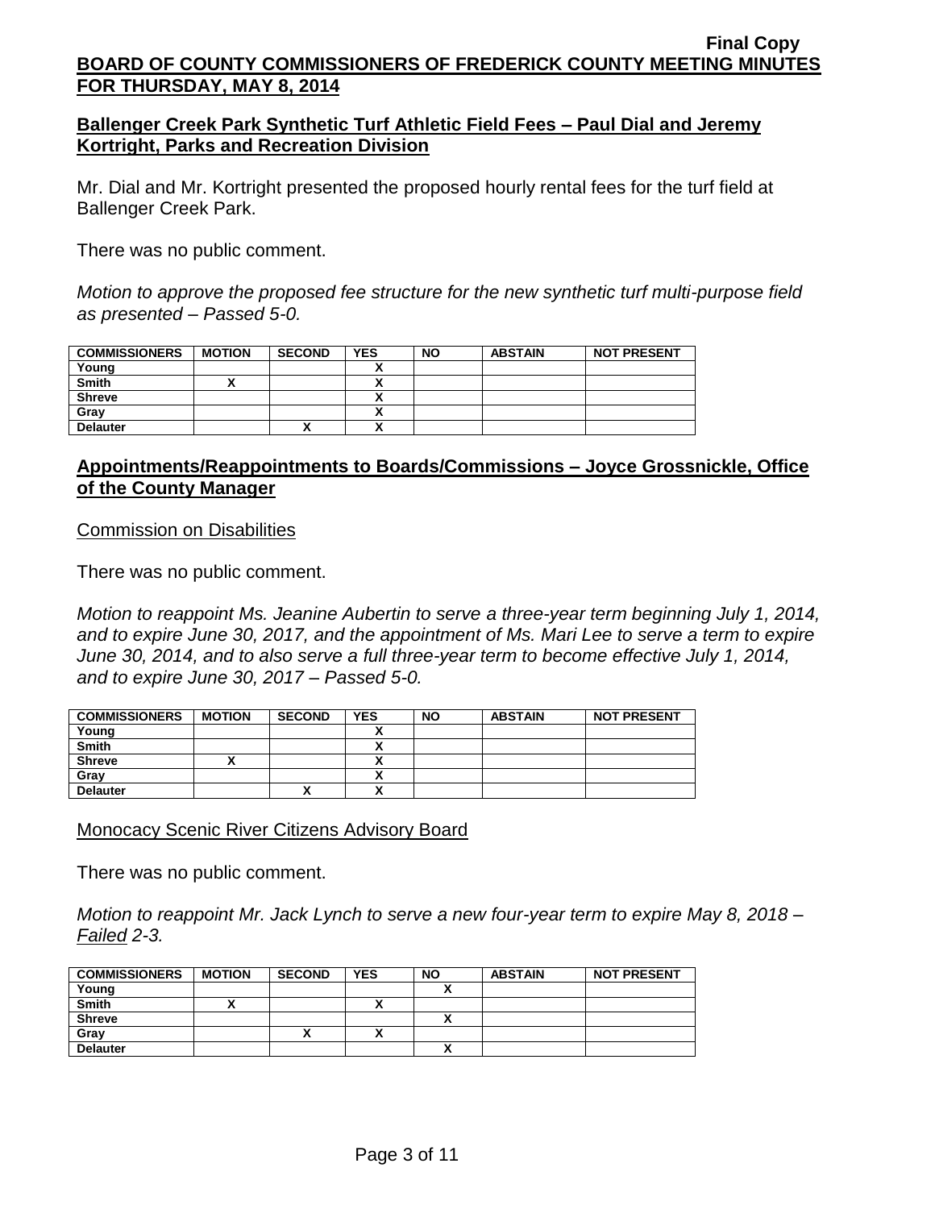**Final Copy**

**BOARD OF COUNTY COMMISSIONERS OF FREDERICK COUNTY MEETING MINUTES FOR THURSDAY, MAY 8, 2014**

## Ballenger Creek Park Synthetic Turf Athletic Field Fees – Paul Dial and Jeremy Kortright, Parks and Recreation Division

Mr. Dial and Mr. Kortright presented the proposed hourly rental fees for the turf field at Ballenger Creek Park.

There was no public comment.

*Motion to approve the proposed fee structure for the new synthetic turf multi-purpose field as presented – Passed 5-0.*

| COMMISSIONERS | MOTION | SECOND | YES | NO | ABSTAIN | NOT PRESENT |
|---|---|---|---|---|---|---|
| Young | | | X | | | |
| Smith | X | | X | | | |
| Shreve | | | X | | | |
| Gray | | | X | | | |
| Delauter | | X | X | | | |

## Appointments/Reappointments to Boards/Commissions – Joyce Grossnickle, Office of the County Manager

Commission on Disabilities

There was no public comment.

*Motion to reappoint Ms. Jeanine Aubertin to serve a three-year term beginning July 1, 2014, and to expire June 30, 2017, and the appointment of Ms. Mari Lee to serve a term to expire June 30, 2014, and to also serve a full three-year term to become effective July 1, 2014, and to expire June 30, 2017 – Passed 5-0.*

| COMMISSIONERS | MOTION | SECOND | YES | NO | ABSTAIN | NOT PRESENT |
|---|---|---|---|---|---|---|
| Young | | | X | | | |
| Smith | | | X | | | |
| Shreve | X | | X | | | |
| Gray | | | X | | | |
| Delauter | | X | X | | | |

Monocacy Scenic River Citizens Advisory Board

There was no public comment.

*Motion to reappoint Mr. Jack Lynch to serve a new four-year term to expire May 8, 2018 – Failed 2-3.*

| COMMISSIONERS | MOTION | SECOND | YES | NO | ABSTAIN | NOT PRESENT |
|---|---|---|---|---|---|---|
| Young | | | | X | | |
| Smith | X | | X | | | |
| Shreve | | | | X | | |
| Gray | | X | X | | | |
| Delauter | | | | X | | |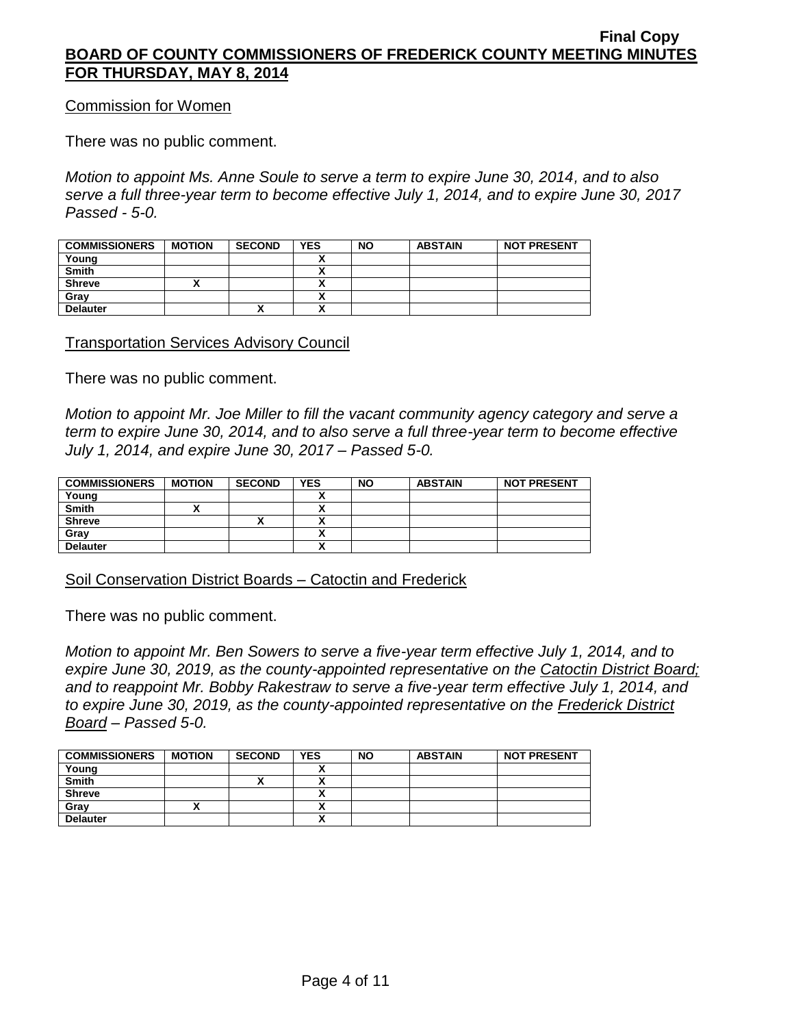Commission for Women

There was no public comment.

*Motion to appoint Ms. Anne Soule to serve a term to expire June 30, 2014, and to also serve a full three-year term to become effective July 1, 2014, and to expire June 30, 2017 Passed - 5-0.*

| COMMISSIONERS | MOTION | SECOND | YES | NO | ABSTAIN | NOT PRESENT |
|---|---|---|---|---|---|---|
| Young | | | X | | | |
| Smith | | | X | | | |
| Shreve | X | | X | | | |
| Gray | | | X | | | |
| Delauter | | X | X | | | |

Transportation Services Advisory Council

There was no public comment.

*Motion to appoint Mr. Joe Miller to fill the vacant community agency category and serve a term to expire June 30, 2014, and to also serve a full three-year term to become effective July 1, 2014, and expire June 30, 2017 – Passed 5-0.*

| COMMISSIONERS | MOTION | SECOND | YES | NO | ABSTAIN | NOT PRESENT |
|---|---|---|---|---|---|---|
| Young | | | X | | | |
| Smith | X | | X | | | |
| Shreve | | X | X | | | |
| Gray | | | X | | | |
| Delauter | | | X | | | |

Soil Conservation District Boards – Catoctin and Frederick

There was no public comment.

*Motion to appoint Mr. Ben Sowers to serve a five-year term effective July 1, 2014, and to expire June 30, 2019, as the county-appointed representative on the Catoctin District Board; and to reappoint Mr. Bobby Rakestraw to serve a five-year term effective July 1, 2014, and to expire June 30, 2019, as the county-appointed representative on the Frederick District Board – Passed 5-0.*

| COMMISSIONERS | MOTION | SECOND | YES | NO | ABSTAIN | NOT PRESENT |
|---|---|---|---|---|---|---|
| Young | | | X | | | |
| Smith | | X | X | | | |
| Shreve | | | X | | | |
| Gray | X | | X | | | |
| Delauter | | | X | | | |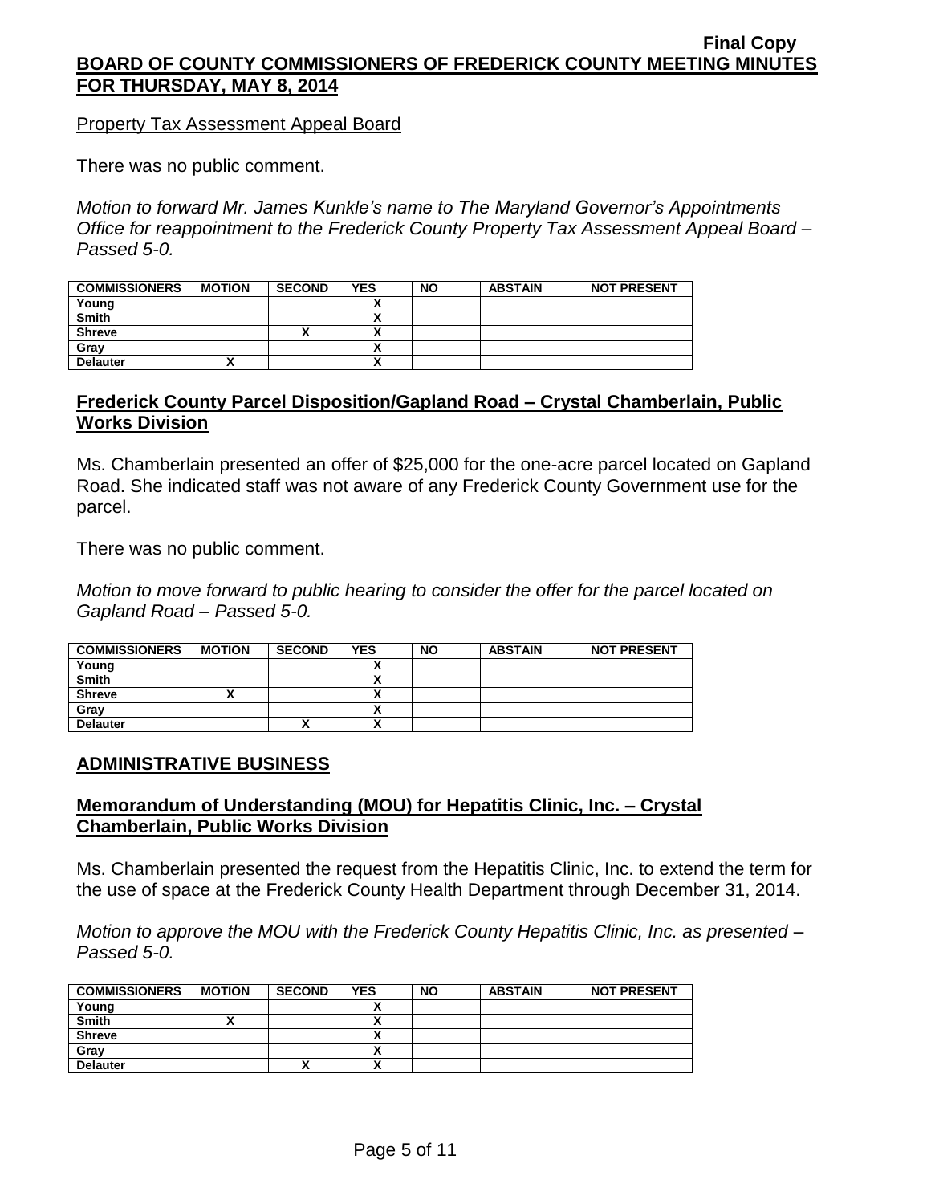Property Tax Assessment Appeal Board

There was no public comment.

*Motion to forward Mr. James Kunkle's name to The Maryland Governor's Appointments Office for reappointment to the Frederick County Property Tax Assessment Appeal Board – Passed 5-0.*

| COMMISSIONERS | MOTION | SECOND | YES | NO | ABSTAIN | NOT PRESENT |
|---|---|---|---|---|---|---|
| Young | | | X | | | |
| Smith | | | X | | | |
| Shreve | | X | X | | | |
| Gray | | | X | | | |
| Delauter | X | | X | | | |

## Frederick County Parcel Disposition/Gapland Road – Crystal Chamberlain, Public Works Division

Ms. Chamberlain presented an offer of $25,000 for the one-acre parcel located on Gapland Road. She indicated staff was not aware of any Frederick County Government use for the parcel.

There was no public comment.

*Motion to move forward to public hearing to consider the offer for the parcel located on Gapland Road – Passed 5-0.*

| COMMISSIONERS | MOTION | SECOND | YES | NO | ABSTAIN | NOT PRESENT |
|---|---|---|---|---|---|---|
| Young | | | X | | | |
| Smith | | | X | | | |
| Shreve | X | | X | | | |
| Gray | | | X | | | |
| Delauter | | X | X | | | |

## ADMINISTRATIVE BUSINESS

## Memorandum of Understanding (MOU) for Hepatitis Clinic, Inc. – Crystal Chamberlain, Public Works Division

Ms. Chamberlain presented the request from the Hepatitis Clinic, Inc. to extend the term for the use of space at the Frederick County Health Department through December 31, 2014.

*Motion to approve the MOU with the Frederick County Hepatitis Clinic, Inc. as presented – Passed 5-0.*

| COMMISSIONERS | MOTION | SECOND | YES | NO | ABSTAIN | NOT PRESENT |
|---|---|---|---|---|---|---|
| Young | | | X | | | |
| Smith | X | | X | | | |
| Shreve | | | X | | | |
| Gray | | | X | | | |
| Delauter | | X | X | | | |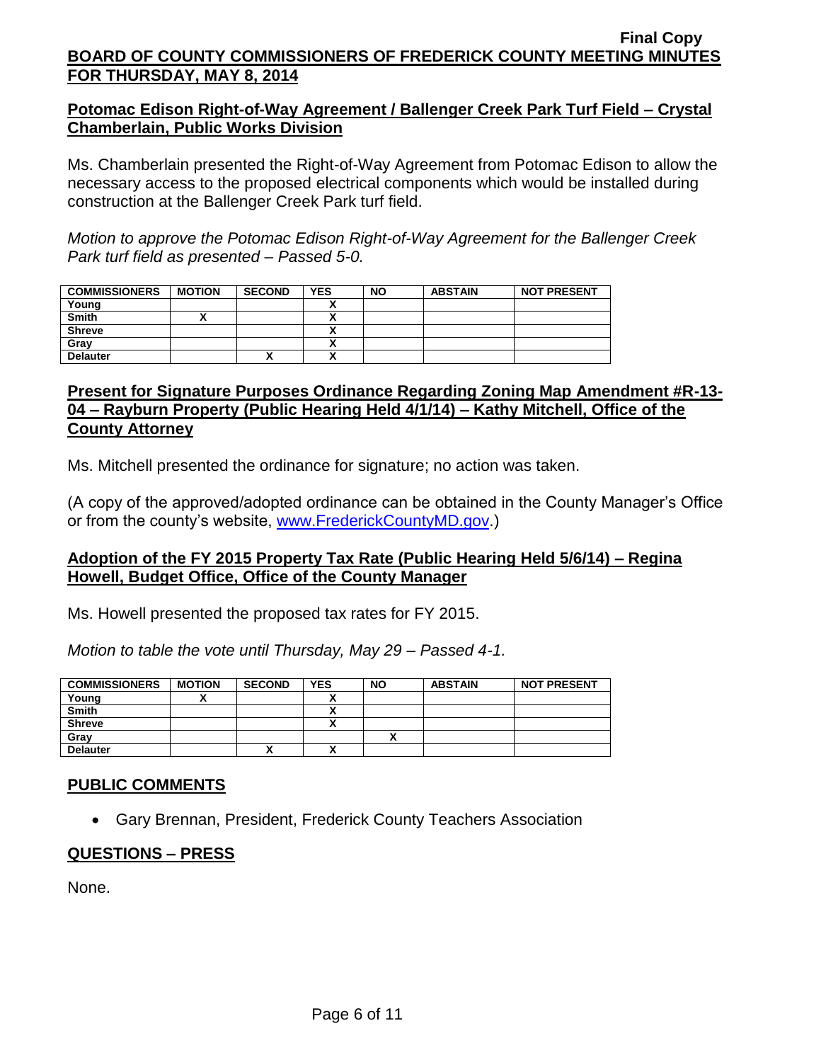## Potomac Edison Right-of-Way Agreement / Ballenger Creek Park Turf Field – Crystal Chamberlain, Public Works Division

Ms. Chamberlain presented the Right-of-Way Agreement from Potomac Edison to allow the necessary access to the proposed electrical components which would be installed during construction at the Ballenger Creek Park turf field.

*Motion to approve the Potomac Edison Right-of-Way Agreement for the Ballenger Creek Park turf field as presented – Passed 5-0.*

| COMMISSIONERS | MOTION | SECOND | YES | NO | ABSTAIN | NOT PRESENT |
|---|---|---|---|---|---|---|
| Young | | | X | | | |
| Smith | X | | X | | | |
| Shreve | | | X | | | |
| Gray | | | X | | | |
| Delauter | | X | X | | | |

## Present for Signature Purposes Ordinance Regarding Zoning Map Amendment #R-13-04 – Rayburn Property (Public Hearing Held 4/1/14) – Kathy Mitchell, Office of the County Attorney

Ms. Mitchell presented the ordinance for signature; no action was taken.

(A copy of the approved/adopted ordinance can be obtained in the County Manager's Office or from the county's website, www.FrederickCountyMD.gov.)

## Adoption of the FY 2015 Property Tax Rate (Public Hearing Held 5/6/14) – Regina Howell, Budget Office, Office of the County Manager

Ms. Howell presented the proposed tax rates for FY 2015.

*Motion to table the vote until Thursday, May 29 – Passed 4-1.*

| COMMISSIONERS | MOTION | SECOND | YES | NO | ABSTAIN | NOT PRESENT |
|---|---|---|---|---|---|---|
| Young | X | | X | | | |
| Smith | | | X | | | |
| Shreve | | | X | | | |
| Gray | | | | X | | |
| Delauter | | X | X | | | |

## PUBLIC COMMENTS

- Gary Brennan, President, Frederick County Teachers Association

## QUESTIONS – PRESS

None.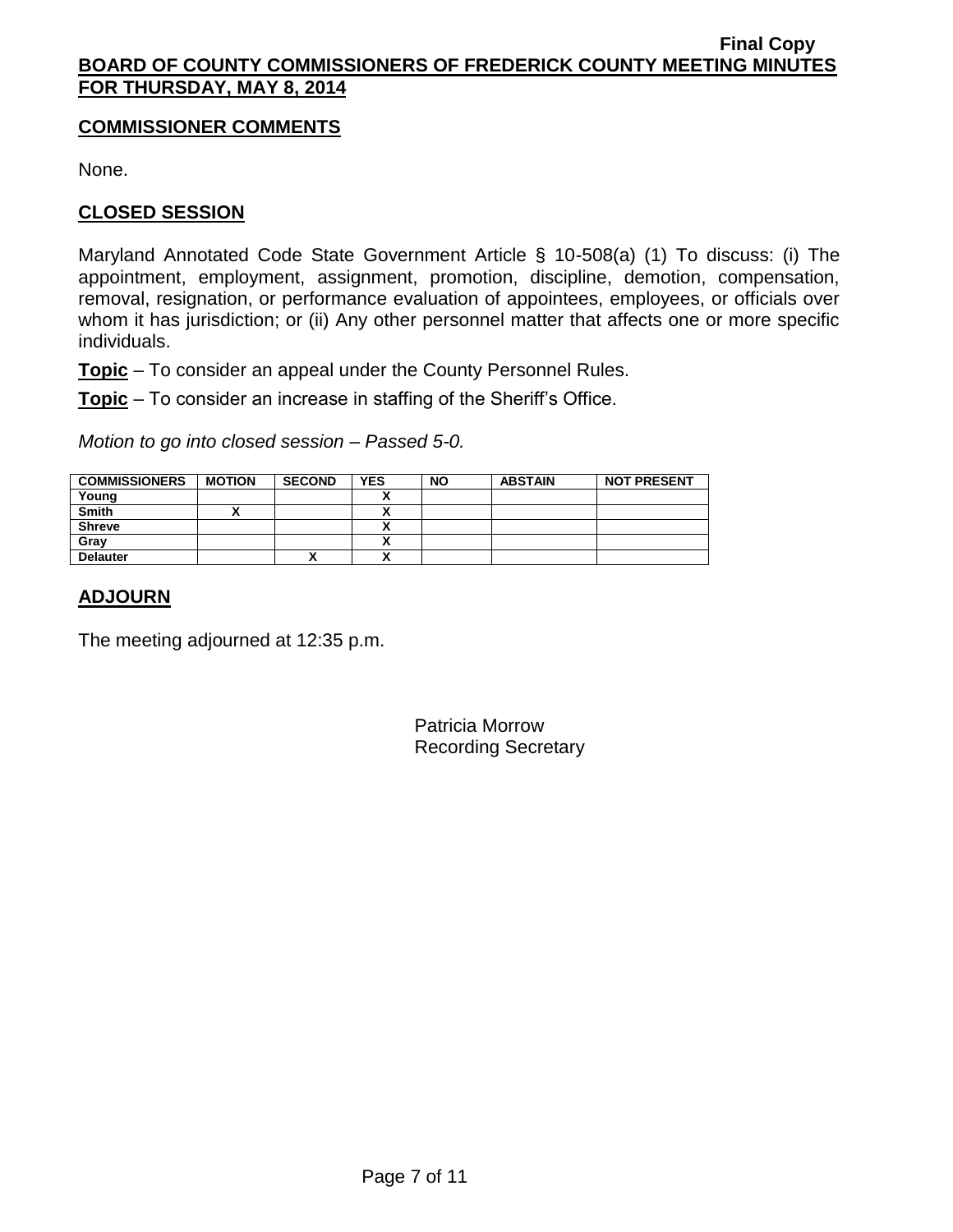## COMMISSIONER COMMENTS

None.

## CLOSED SESSION

Maryland Annotated Code State Government Article § 10-508(a) (1) To discuss: (i) The appointment, employment, assignment, promotion, discipline, demotion, compensation, removal, resignation, or performance evaluation of appointees, employees, or officials over whom it has jurisdiction; or (ii) Any other personnel matter that affects one or more specific individuals.

**Topic** – To consider an appeal under the County Personnel Rules.

**Topic** – To consider an increase in staffing of the Sheriff's Office.

*Motion to go into closed session – Passed 5-0.*

| COMMISSIONERS | MOTION | SECOND | YES | NO | ABSTAIN | NOT PRESENT |
|---|---|---|---|---|---|---|
| Young | | | X | | | |
| Smith | X | | X | | | |
| Shreve | | | X | | | |
| Gray | | | X | | | |
| Delauter | | X | X | | | |

## ADJOURN

The meeting adjourned at 12:35 p.m.

Patricia Morrow
Recording Secretary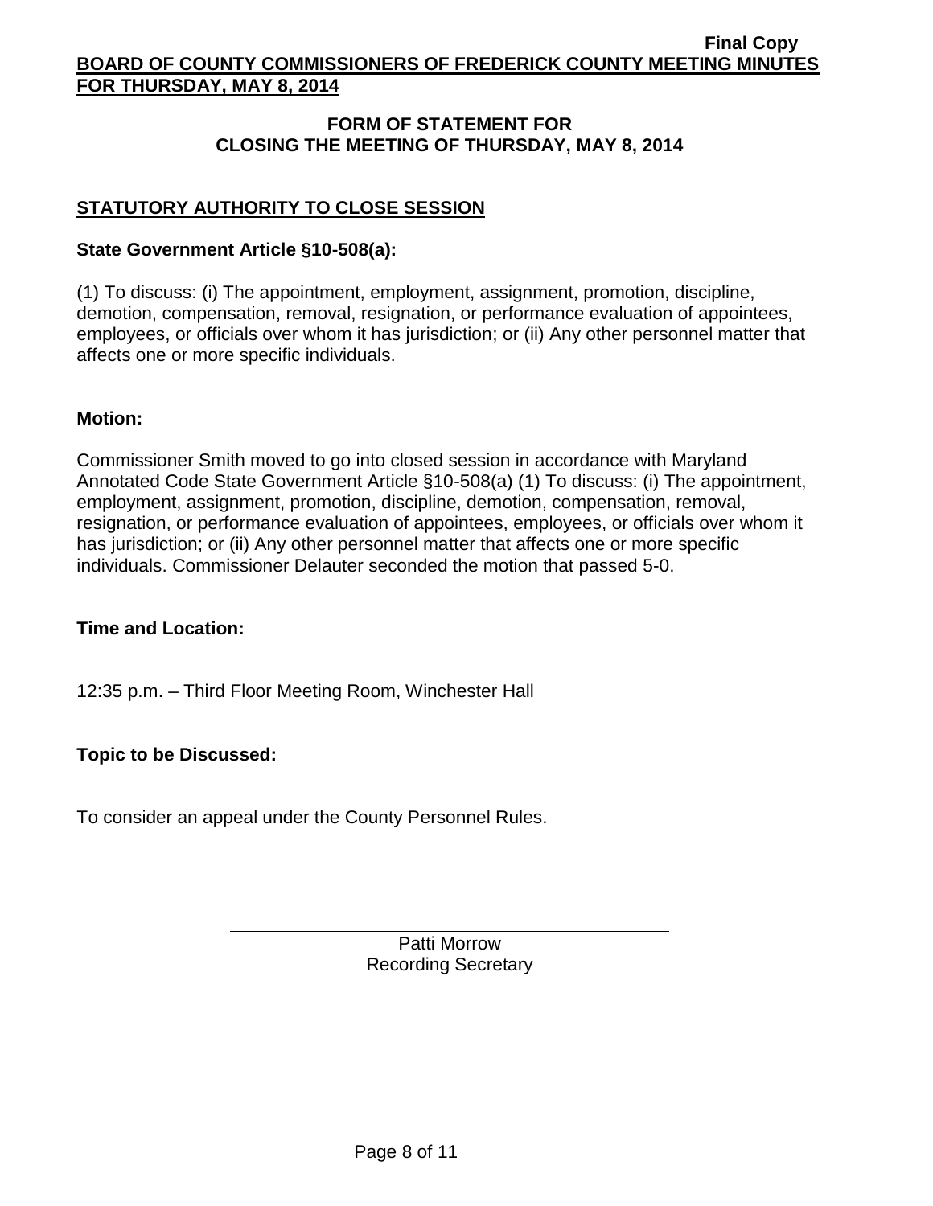## FORM OF STATEMENT FOR CLOSING THE MEETING OF THURSDAY, MAY 8, 2014

### STATUTORY AUTHORITY TO CLOSE SESSION

**State Government Article §10-508(a):**

(1) To discuss: (i) The appointment, employment, assignment, promotion, discipline, demotion, compensation, removal, resignation, or performance evaluation of appointees, employees, or officials over whom it has jurisdiction; or (ii) Any other personnel matter that affects one or more specific individuals.

**Motion:**

Commissioner Smith moved to go into closed session in accordance with Maryland Annotated Code State Government Article §10-508(a) (1) To discuss: (i) The appointment, employment, assignment, promotion, discipline, demotion, compensation, removal, resignation, or performance evaluation of appointees, employees, or officials over whom it has jurisdiction; or (ii) Any other personnel matter that affects one or more specific individuals. Commissioner Delauter seconded the motion that passed 5-0.

**Time and Location:**

12:35 p.m. – Third Floor Meeting Room, Winchester Hall

**Topic to be Discussed:**

To consider an appeal under the County Personnel Rules.

Patti Morrow
Recording Secretary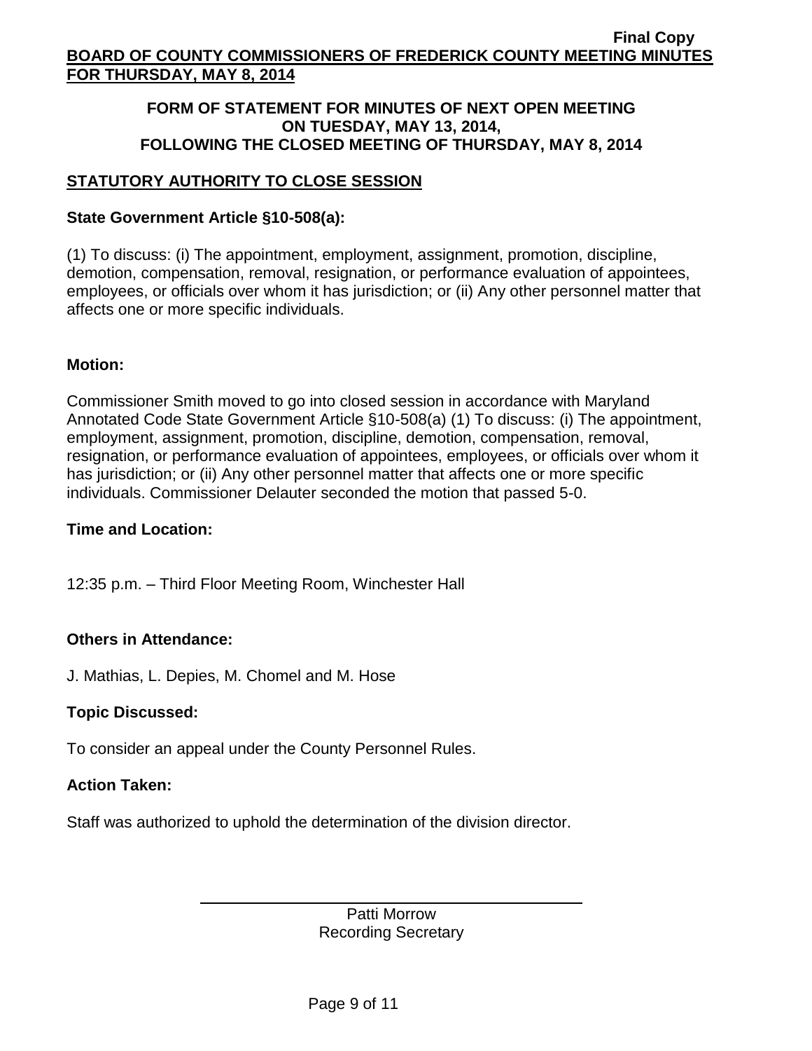**FORM OF STATEMENT FOR MINUTES OF NEXT OPEN MEETING ON TUESDAY, MAY 13, 2014, FOLLOWING THE CLOSED MEETING OF THURSDAY, MAY 8, 2014**

## STATUTORY AUTHORITY TO CLOSE SESSION

**State Government Article §10-508(a):**

(1) To discuss: (i) The appointment, employment, assignment, promotion, discipline, demotion, compensation, removal, resignation, or performance evaluation of appointees, employees, or officials over whom it has jurisdiction; or (ii) Any other personnel matter that affects one or more specific individuals.

**Motion:**

Commissioner Smith moved to go into closed session in accordance with Maryland Annotated Code State Government Article §10-508(a) (1) To discuss: (i) The appointment, employment, assignment, promotion, discipline, demotion, compensation, removal, resignation, or performance evaluation of appointees, employees, or officials over whom it has jurisdiction; or (ii) Any other personnel matter that affects one or more specific individuals. Commissioner Delauter seconded the motion that passed 5-0.

**Time and Location:**

12:35 p.m. – Third Floor Meeting Room, Winchester Hall

**Others in Attendance:**

J. Mathias, L. Depies, M. Chomel and M. Hose

**Topic Discussed:**

To consider an appeal under the County Personnel Rules.

**Action Taken:**

Staff was authorized to uphold the determination of the division director.

Patti Morrow
Recording Secretary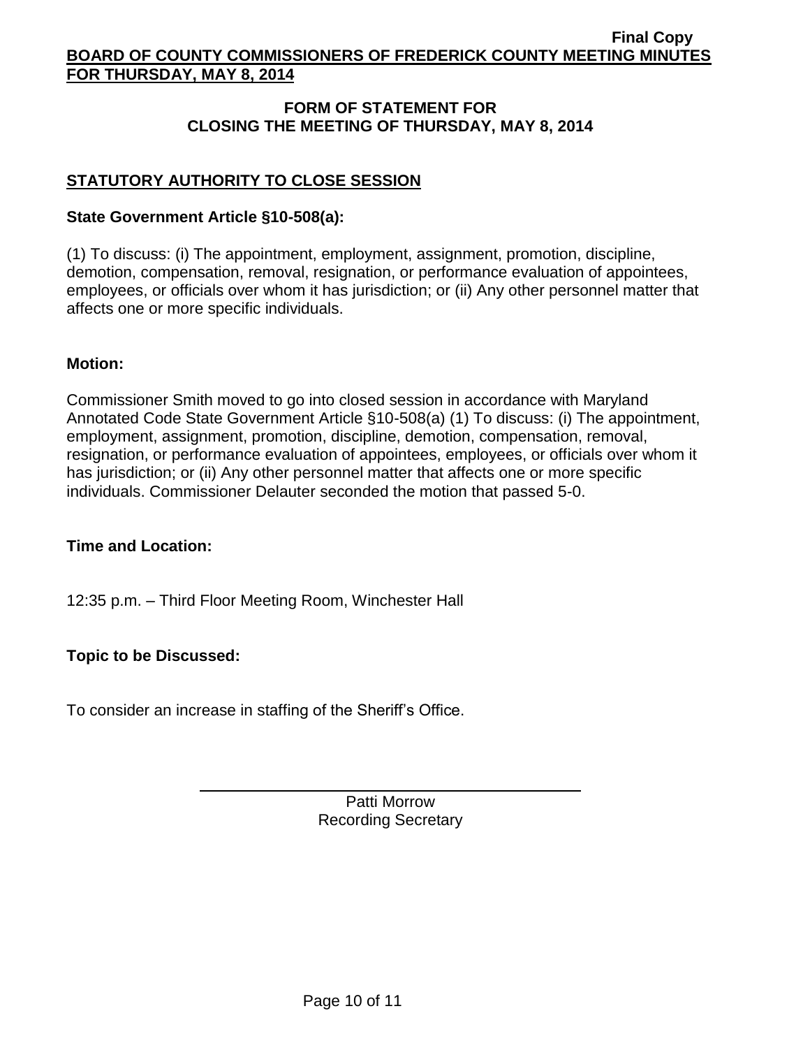## FORM OF STATEMENT FOR CLOSING THE MEETING OF THURSDAY, MAY 8, 2014

### STATUTORY AUTHORITY TO CLOSE SESSION

**State Government Article §10-508(a):**

(1) To discuss: (i) The appointment, employment, assignment, promotion, discipline, demotion, compensation, removal, resignation, or performance evaluation of appointees, employees, or officials over whom it has jurisdiction; or (ii) Any other personnel matter that affects one or more specific individuals.

**Motion:**

Commissioner Smith moved to go into closed session in accordance with Maryland Annotated Code State Government Article §10-508(a) (1) To discuss: (i) The appointment, employment, assignment, promotion, discipline, demotion, compensation, removal, resignation, or performance evaluation of appointees, employees, or officials over whom it has jurisdiction; or (ii) Any other personnel matter that affects one or more specific individuals. Commissioner Delauter seconded the motion that passed 5-0.

**Time and Location:**

12:35 p.m. – Third Floor Meeting Room, Winchester Hall

**Topic to be Discussed:**

To consider an increase in staffing of the Sheriff's Office.

Patti Morrow
Recording Secretary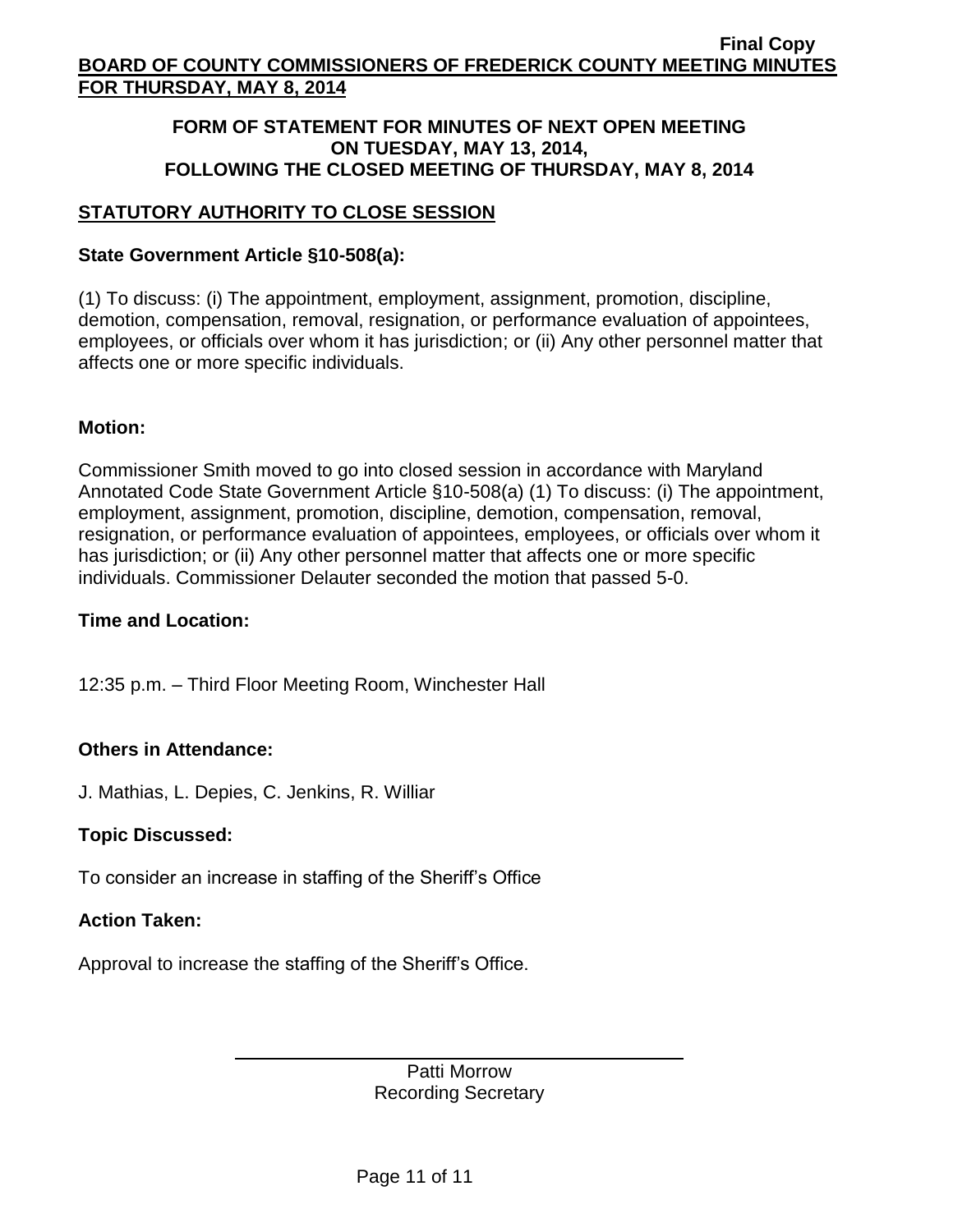**FORM OF STATEMENT FOR MINUTES OF NEXT OPEN MEETING ON TUESDAY, MAY 13, 2014, FOLLOWING THE CLOSED MEETING OF THURSDAY, MAY 8, 2014**

## STATUTORY AUTHORITY TO CLOSE SESSION

**State Government Article §10-508(a):**

(1) To discuss: (i) The appointment, employment, assignment, promotion, discipline, demotion, compensation, removal, resignation, or performance evaluation of appointees, employees, or officials over whom it has jurisdiction; or (ii) Any other personnel matter that affects one or more specific individuals.

**Motion:**

Commissioner Smith moved to go into closed session in accordance with Maryland Annotated Code State Government Article §10-508(a) (1) To discuss: (i) The appointment, employment, assignment, promotion, discipline, demotion, compensation, removal, resignation, or performance evaluation of appointees, employees, or officials over whom it has jurisdiction; or (ii) Any other personnel matter that affects one or more specific individuals. Commissioner Delauter seconded the motion that passed 5-0.

**Time and Location:**

12:35 p.m. – Third Floor Meeting Room, Winchester Hall

**Others in Attendance:**

J. Mathias, L. Depies, C. Jenkins, R. Williar

**Topic Discussed:**

To consider an increase in staffing of the Sheriff's Office

**Action Taken:**

Approval to increase the staffing of the Sheriff's Office.

Patti Morrow
Recording Secretary